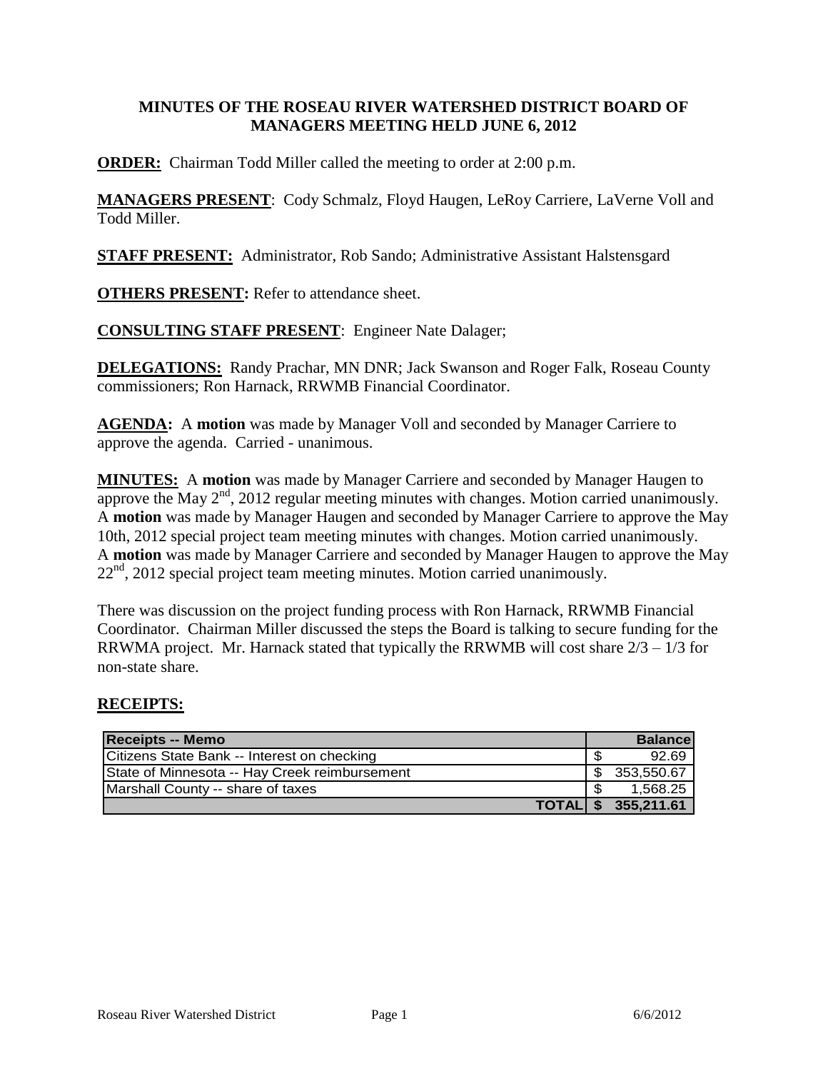# MINUTES OF THE ROSEAU RIVER WATERSHED DISTRICT BOARD OF MANAGERS MEETING HELD JUNE 6, 2012

**ORDER:** Chairman Todd Miller called the meeting to order at 2:00 p.m.

**MANAGERS PRESENT**: Cody Schmalz, Floyd Haugen, LeRoy Carriere, LaVerne Voll and Todd Miller.

**STAFF PRESENT:** Administrator, Rob Sando; Administrative Assistant Halstensgard

**OTHERS PRESENT:** Refer to attendance sheet.

**CONSULTING STAFF PRESENT**: Engineer Nate Dalager;

**DELEGATIONS:** Randy Prachar, MN DNR; Jack Swanson and Roger Falk, Roseau County commissioners; Ron Harnack, RRWMB Financial Coordinator.

**AGENDA:** A **motion** was made by Manager Voll and seconded by Manager Carriere to approve the agenda. Carried - unanimous.

**MINUTES:** A **motion** was made by Manager Carriere and seconded by Manager Haugen to approve the May 2nd, 2012 regular meeting minutes with changes. Motion carried unanimously. A **motion** was made by Manager Haugen and seconded by Manager Carriere to approve the May 10th, 2012 special project team meeting minutes with changes. Motion carried unanimously. A **motion** was made by Manager Carriere and seconded by Manager Haugen to approve the May 22nd, 2012 special project team meeting minutes. Motion carried unanimously.

There was discussion on the project funding process with Ron Harnack, RRWMB Financial Coordinator. Chairman Miller discussed the steps the Board is talking to secure funding for the RRWMA project. Mr. Harnack stated that typically the RRWMB will cost share 2/3 – 1/3 for non-state share.

**RECEIPTS:**

| Receipts -- Memo | Balance |
|---|---|
| Citizens State Bank -- Interest on checking | $ 92.69 |
| State of Minnesota -- Hay Creek reimbursement | $ 353,550.67 |
| Marshall County -- share of taxes | $ 1,568.25 |
| **TOTAL** | **$ 355,211.61** |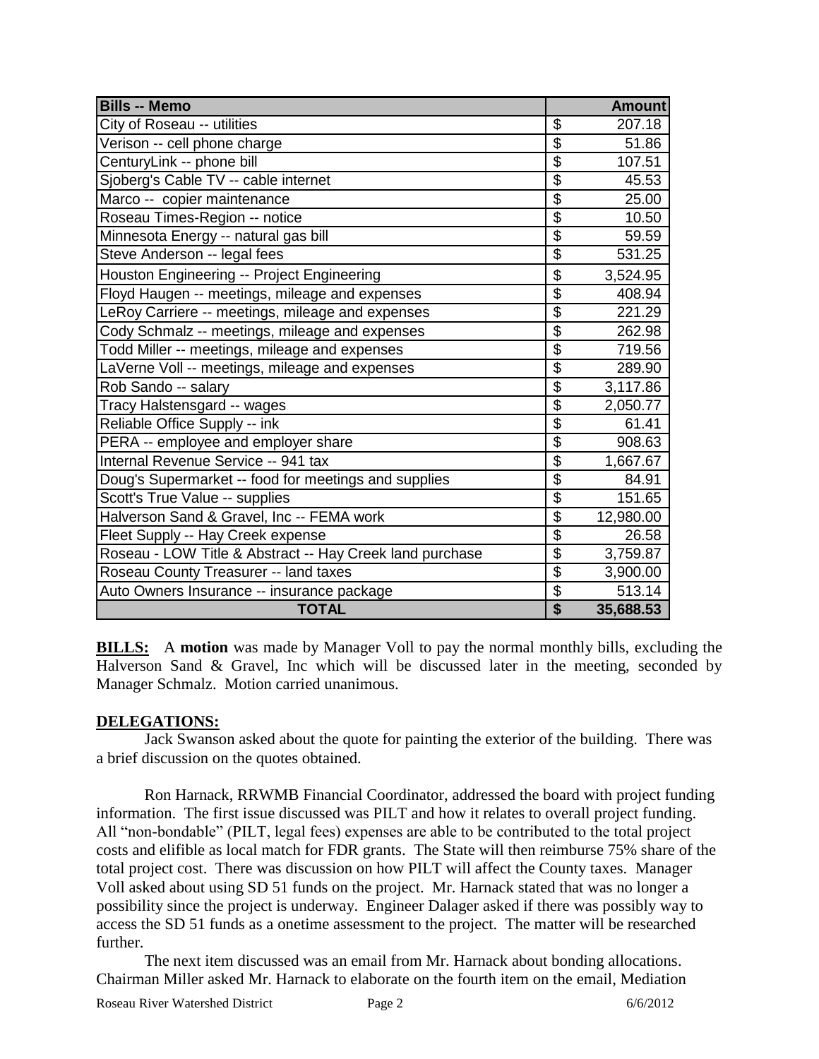| Bills -- Memo | Amount |
|---|---|
| City of Roseau -- utilities | $ 207.18 |
| Verison -- cell phone charge | $ 51.86 |
| CenturyLink -- phone bill | $ 107.51 |
| Sjoberg's Cable TV -- cable internet | $ 45.53 |
| Marco -- copier maintenance | $ 25.00 |
| Roseau Times-Region -- notice | $ 10.50 |
| Minnesota Energy -- natural gas bill | $ 59.59 |
| Steve Anderson -- legal fees | $ 531.25 |
| Houston Engineering -- Project Engineering | $ 3,524.95 |
| Floyd Haugen -- meetings, mileage and expenses | $ 408.94 |
| LeRoy Carriere -- meetings, mileage and expenses | $ 221.29 |
| Cody Schmalz -- meetings, mileage and expenses | $ 262.98 |
| Todd Miller -- meetings, mileage and expenses | $ 719.56 |
| LaVerne Voll -- meetings, mileage and expenses | $ 289.90 |
| Rob Sando -- salary | $ 3,117.86 |
| Tracy Halstensgard -- wages | $ 2,050.77 |
| Reliable Office Supply -- ink | $ 61.41 |
| PERA -- employee and employer share | $ 908.63 |
| Internal Revenue Service -- 941 tax | $ 1,667.67 |
| Doug's Supermarket -- food for meetings and supplies | $ 84.91 |
| Scott's True Value -- supplies | $ 151.65 |
| Halverson Sand & Gravel, Inc -- FEMA work | $ 12,980.00 |
| Fleet Supply -- Hay Creek expense | $ 26.58 |
| Roseau - LOW Title & Abstract -- Hay Creek land purchase | $ 3,759.87 |
| Roseau County Treasurer -- land taxes | $ 3,900.00 |
| Auto Owners Insurance -- insurance package | $ 513.14 |
| **TOTAL** | **$ 35,688.53** |

**BILLS:** A **motion** was made by Manager Voll to pay the normal monthly bills, excluding the Halverson Sand & Gravel, Inc which will be discussed later in the meeting, seconded by Manager Schmalz. Motion carried unanimous.

**DELEGATIONS:**

Jack Swanson asked about the quote for painting the exterior of the building. There was a brief discussion on the quotes obtained.

Ron Harnack, RRWMB Financial Coordinator, addressed the board with project funding information. The first issue discussed was PILT and how it relates to overall project funding. All "non-bondable" (PILT, legal fees) expenses are able to be contributed to the total project costs and elifible as local match for FDR grants. The State will then reimburse 75% share of the total project cost. There was discussion on how PILT will affect the County taxes. Manager Voll asked about using SD 51 funds on the project. Mr. Harnack stated that was no longer a possibility since the project is underway. Engineer Dalager asked if there was possibly way to access the SD 51 funds as a onetime assessment to the project. The matter will be researched further.

The next item discussed was an email from Mr. Harnack about bonding allocations. Chairman Miller asked Mr. Harnack to elaborate on the fourth item on the email, Mediation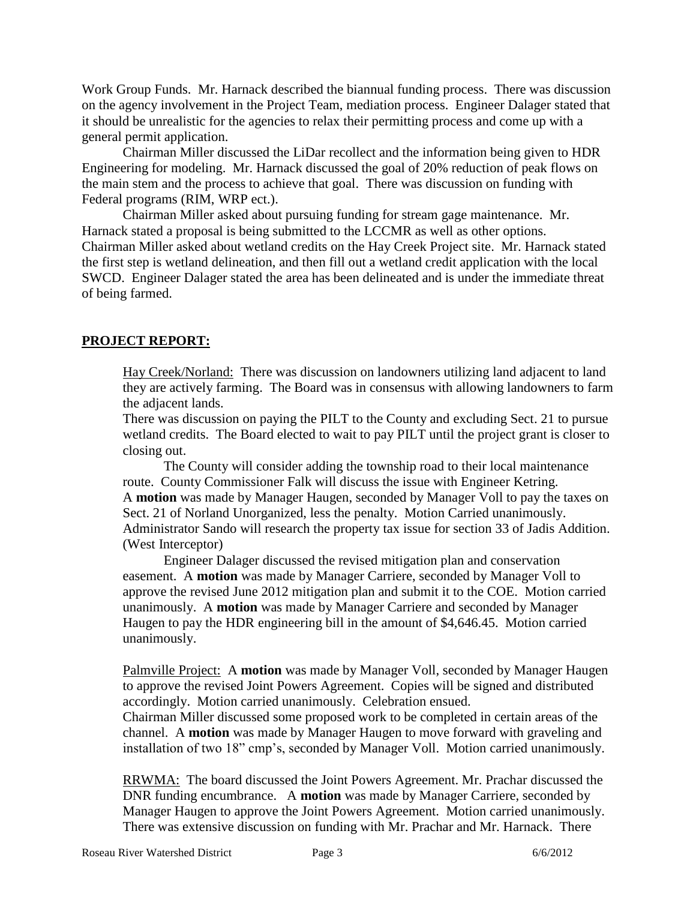Work Group Funds. Mr. Harnack described the biannual funding process. There was discussion on the agency involvement in the Project Team, mediation process. Engineer Dalager stated that it should be unrealistic for the agencies to relax their permitting process and come up with a general permit application.

Chairman Miller discussed the LiDar recollect and the information being given to HDR Engineering for modeling. Mr. Harnack discussed the goal of 20% reduction of peak flows on the main stem and the process to achieve that goal. There was discussion on funding with Federal programs (RIM, WRP ect.).

Chairman Miller asked about pursuing funding for stream gage maintenance. Mr. Harnack stated a proposal is being submitted to the LCCMR as well as other options. Chairman Miller asked about wetland credits on the Hay Creek Project site. Mr. Harnack stated the first step is wetland delineation, and then fill out a wetland credit application with the local SWCD. Engineer Dalager stated the area has been delineated and is under the immediate threat of being farmed.

## PROJECT REPORT:

Hay Creek/Norland: There was discussion on landowners utilizing land adjacent to land they are actively farming. The Board was in consensus with allowing landowners to farm the adjacent lands.

There was discussion on paying the PILT to the County and excluding Sect. 21 to pursue wetland credits. The Board elected to wait to pay PILT until the project grant is closer to closing out.

The County will consider adding the township road to their local maintenance route. County Commissioner Falk will discuss the issue with Engineer Ketring. A **motion** was made by Manager Haugen, seconded by Manager Voll to pay the taxes on Sect. 21 of Norland Unorganized, less the penalty. Motion Carried unanimously. Administrator Sando will research the property tax issue for section 33 of Jadis Addition. (West Interceptor)

Engineer Dalager discussed the revised mitigation plan and conservation easement. A **motion** was made by Manager Carriere, seconded by Manager Voll to approve the revised June 2012 mitigation plan and submit it to the COE. Motion carried unanimously. A **motion** was made by Manager Carriere and seconded by Manager Haugen to pay the HDR engineering bill in the amount of $4,646.45. Motion carried unanimously.

Palmville Project: A **motion** was made by Manager Voll, seconded by Manager Haugen to approve the revised Joint Powers Agreement. Copies will be signed and distributed accordingly. Motion carried unanimously. Celebration ensued.

Chairman Miller discussed some proposed work to be completed in certain areas of the channel. A **motion** was made by Manager Haugen to move forward with graveling and installation of two 18" cmp's, seconded by Manager Voll. Motion carried unanimously.

RRWMA: The board discussed the Joint Powers Agreement. Mr. Prachar discussed the DNR funding encumbrance. A **motion** was made by Manager Carriere, seconded by Manager Haugen to approve the Joint Powers Agreement. Motion carried unanimously. There was extensive discussion on funding with Mr. Prachar and Mr. Harnack. There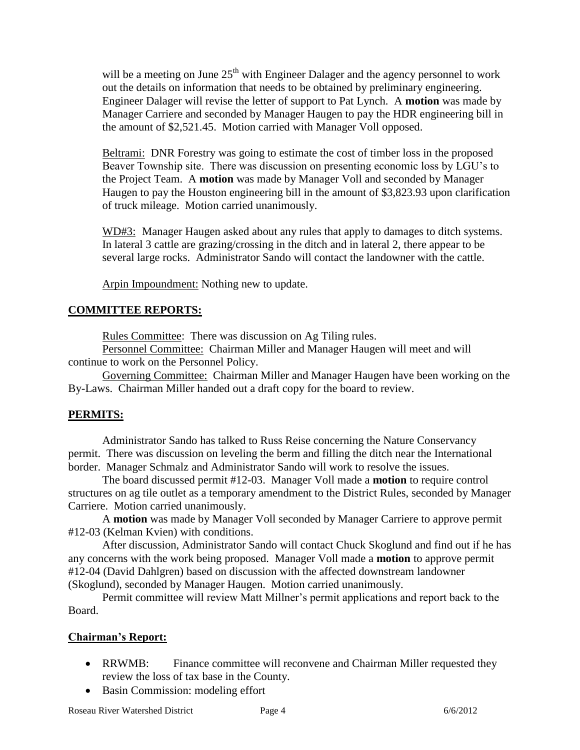will be a meeting on June 25th with Engineer Dalager and the agency personnel to work out the details on information that needs to be obtained by preliminary engineering. Engineer Dalager will revise the letter of support to Pat Lynch. A **motion** was made by Manager Carriere and seconded by Manager Haugen to pay the HDR engineering bill in the amount of $2,521.45. Motion carried with Manager Voll opposed.

Beltrami: DNR Forestry was going to estimate the cost of timber loss in the proposed Beaver Township site. There was discussion on presenting economic loss by LGU's to the Project Team. A **motion** was made by Manager Voll and seconded by Manager Haugen to pay the Houston engineering bill in the amount of $3,823.93 upon clarification of truck mileage. Motion carried unanimously.

WD#3: Manager Haugen asked about any rules that apply to damages to ditch systems. In lateral 3 cattle are grazing/crossing in the ditch and in lateral 2, there appear to be several large rocks. Administrator Sando will contact the landowner with the cattle.

Arpin Impoundment: Nothing new to update.

## COMMITTEE REPORTS:

Rules Committee: There was discussion on Ag Tiling rules.

Personnel Committee: Chairman Miller and Manager Haugen will meet and will continue to work on the Personnel Policy.

Governing Committee: Chairman Miller and Manager Haugen have been working on the By-Laws. Chairman Miller handed out a draft copy for the board to review.

## PERMITS:

Administrator Sando has talked to Russ Reise concerning the Nature Conservancy permit. There was discussion on leveling the berm and filling the ditch near the International border. Manager Schmalz and Administrator Sando will work to resolve the issues.

The board discussed permit #12-03. Manager Voll made a **motion** to require control structures on ag tile outlet as a temporary amendment to the District Rules, seconded by Manager Carriere. Motion carried unanimously.

A **motion** was made by Manager Voll seconded by Manager Carriere to approve permit #12-03 (Kelman Kvien) with conditions.

After discussion, Administrator Sando will contact Chuck Skoglund and find out if he has any concerns with the work being proposed. Manager Voll made a **motion** to approve permit #12-04 (David Dahlgren) based on discussion with the affected downstream landowner (Skoglund), seconded by Manager Haugen. Motion carried unanimously.

Permit committee will review Matt Millner's permit applications and report back to the Board.

## Chairman's Report:

- RRWMB: Finance committee will reconvene and Chairman Miller requested they review the loss of tax base in the County.
- Basin Commission: modeling effort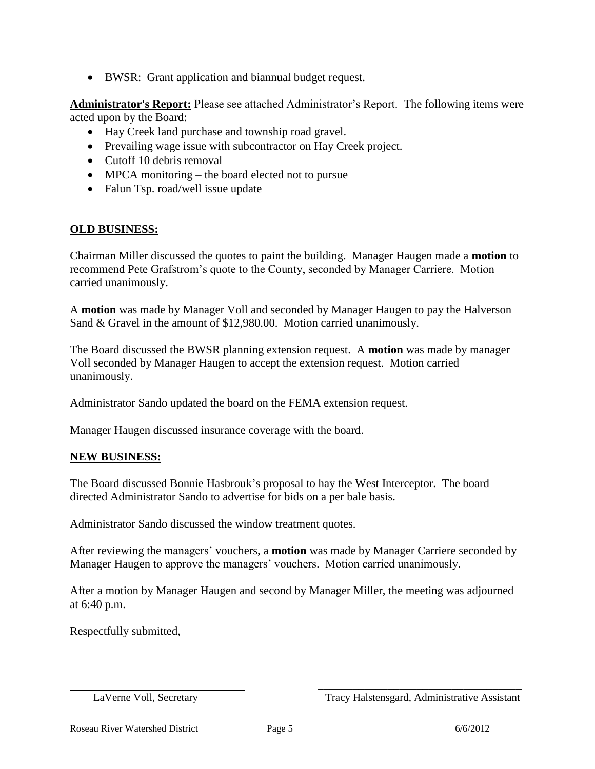- BWSR: Grant application and biannual budget request.

**Administrator's Report:** Please see attached Administrator's Report. The following items were acted upon by the Board:

- Hay Creek land purchase and township road gravel.
- Prevailing wage issue with subcontractor on Hay Creek project.
- Cutoff 10 debris removal
- MPCA monitoring – the board elected not to pursue
- Falun Tsp. road/well issue update

**OLD BUSINESS:**

Chairman Miller discussed the quotes to paint the building. Manager Haugen made a **motion** to recommend Pete Grafstrom's quote to the County, seconded by Manager Carriere. Motion carried unanimously.

A **motion** was made by Manager Voll and seconded by Manager Haugen to pay the Halverson Sand & Gravel in the amount of $12,980.00. Motion carried unanimously.

The Board discussed the BWSR planning extension request. A **motion** was made by manager Voll seconded by Manager Haugen to accept the extension request. Motion carried unanimously.

Administrator Sando updated the board on the FEMA extension request.

Manager Haugen discussed insurance coverage with the board.

**NEW BUSINESS:**

The Board discussed Bonnie Hasbrouk's proposal to hay the West Interceptor. The board directed Administrator Sando to advertise for bids on a per bale basis.

Administrator Sando discussed the window treatment quotes.

After reviewing the managers' vouchers, a **motion** was made by Manager Carriere seconded by Manager Haugen to approve the managers' vouchers. Motion carried unanimously.

After a motion by Manager Haugen and second by Manager Miller, the meeting was adjourned at 6:40 p.m.

Respectfully submitted,

LaVerne Voll, Secretary

Tracy Halstensgard, Administrative Assistant